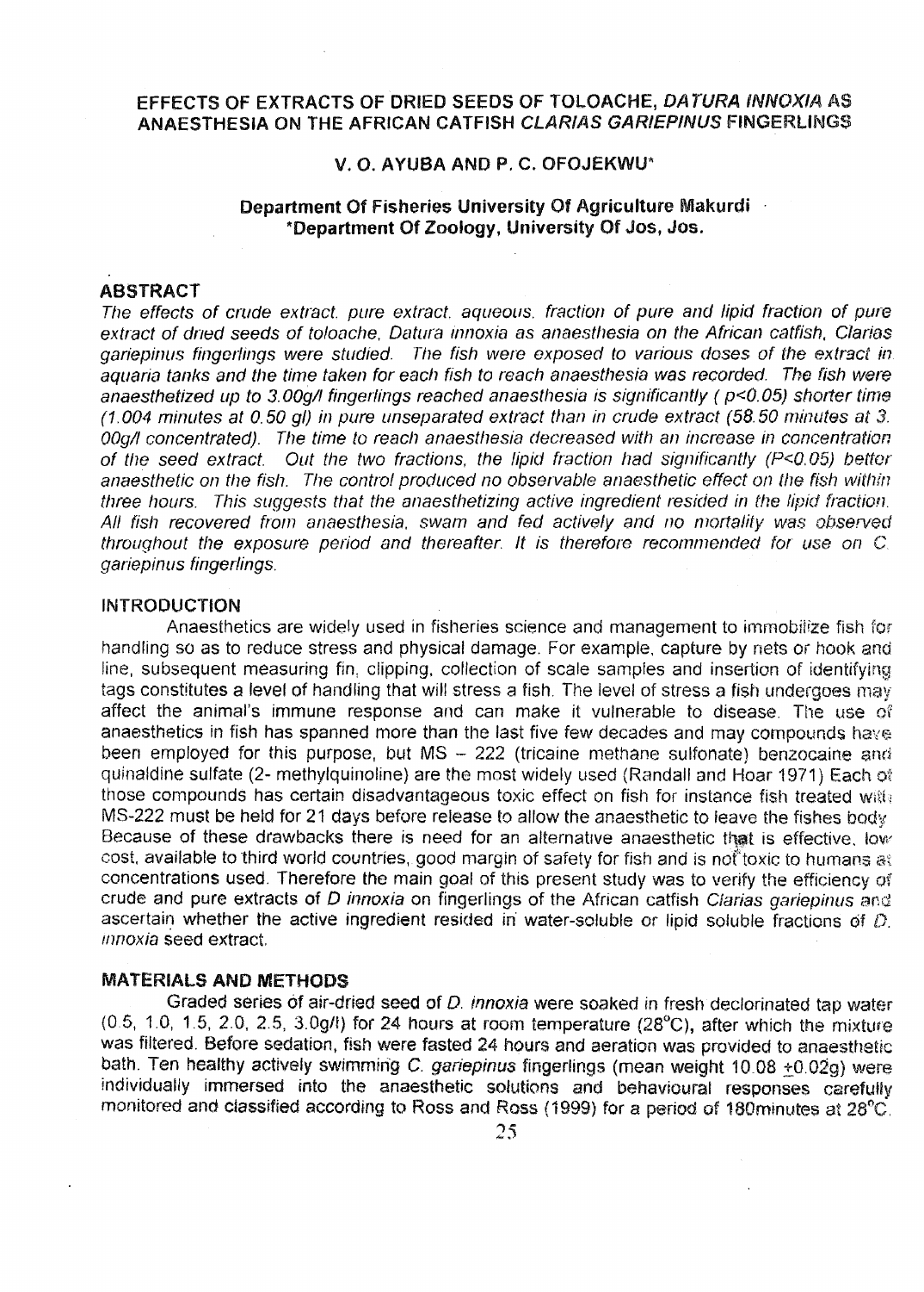# EFFECTS OF EXTRACTS OF DRIED SEEDS OF TOLOACHE, *DATURA INNOXIA* AS ANAESTHESIA ON THE AFRICAN CATFISH *CLARIAS GARIEPINUS* FINGERLINGS

**V. O. AYUBA AND P. C. OFOJEKWU***

**Department Of Fisheries University Of Agriculture Makurdi**
**\*Department Of Zoology, University Of Jos, Jos.**

## ABSTRACT

*The effects of crude extract, pure extract, aqueous, fraction of pure and lipid fraction of pure extract of dried seeds of toloache, Datura innoxia as anaesthesia on the African catfish, Clarias gariepinus fingerlings were studied. The fish were exposed to various doses of the extract in aquaria tanks and the time taken for each fish to reach anaesthesia was recorded. The fish were anaesthetized up to 3.00g/l fingerlings reached anaesthesia is significantly ( p<0.05) shorter time (1.004 minutes at 0.50 gl) in pure unseparated extract than in crude extract (58.50 minutes at 3. 00g/l concentrated). The time to reach anaesthesia decreased with an increase in concentration of the seed extract. Out the two fractions, the lipid fraction had significantly (P<0.05) better anaesthetic on the fish. The control produced no observable anaesthetic effect on the fish within three hours. This suggests that the anaesthetizing active ingredient resided in the lipid fraction. All fish recovered from anaesthesia, swam and fed actively and no mortality was observed throughout the exposure period and thereafter. It is therefore recommended for use on C. gariepinus fingerlings.*

## INTRODUCTION

Anaesthetics are widely used in fisheries science and management to immobilize fish for handling so as to reduce stress and physical damage. For example, capture by nets or hook and line, subsequent measuring fin, clipping, collection of scale samples and insertion of identifying tags constitutes a level of handling that will stress a fish. The level of stress a fish undergoes may affect the animal's immune response and can make it vulnerable to disease. The use of anaesthetics in fish has spanned more than the last five few decades and may compounds have been employed for this purpose, but MS – 222 (tricaine methane sulfonate) benzocaine and quinaldine sulfate (2- methylquinoline) are the most widely used (Randall and Hoar 1971) Each of those compounds has certain disadvantageous toxic effect on fish for instance fish treated with MS-222 must be held for 21 days before release to allow the anaesthetic to leave the fishes body. Because of these drawbacks there is need for an alternative anaesthetic that is effective, low cost, available to third world countries, good margin of safety for fish and is not toxic to humans at concentrations used. Therefore the main goal of this present study was to verify the efficiency of crude and pure extracts of *D innoxia* on fingerlings of the African catfish *Clarias gariepinus* and ascertain whether the active ingredient resided in water-soluble or lipid soluble fractions of *D. innoxia* seed extract.

## MATERIALS AND METHODS

Graded series of air-dried seed of *D. innoxia* were soaked in fresh declorinated tap water (0.5, 1.0, 1.5, 2.0, 2.5, 3.0g/l) for 24 hours at room temperature (28°C), after which the mixture was filtered. Before sedation, fish were fasted 24 hours and aeration was provided to anaesthetic bath. Ten healthy actively swimming *C. gariepinus* fingerlings (mean weight 10.08 ±0.02g) were individually immersed into the anaesthetic solutions and behavioural responses carefully monitored and classified according to Ross and Ross (1999) for a period of 180minutes at 28°C.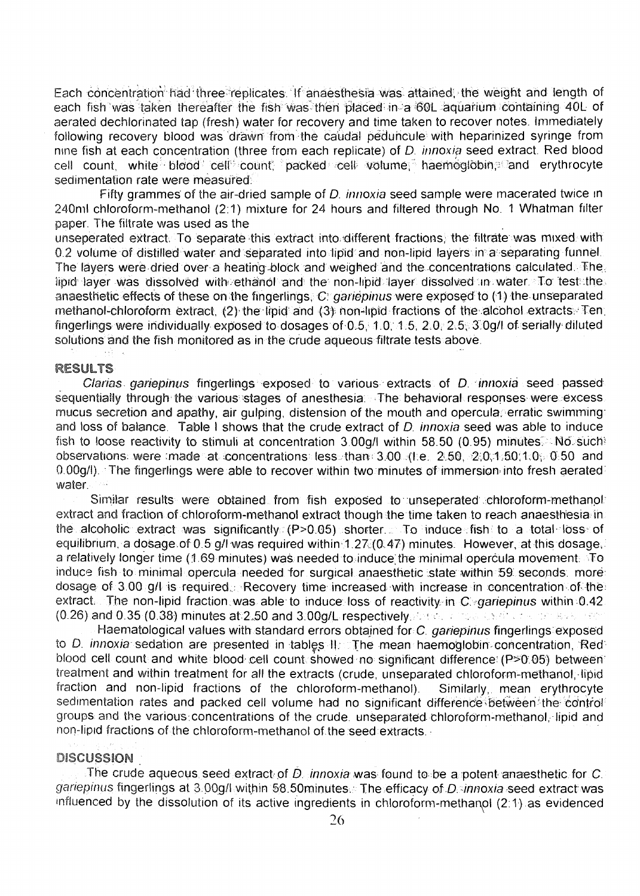Each concentration had three replicates. If anaesthesia was attained, the weight and length of each fish was taken thereafter the fish was then placed in a 60L aquarium containing 40L of aerated dechlorinated tap (fresh) water for recovery and time taken to recover notes. Immediately following recovery blood was drawn from the caudal peduncule with heparinized syringe from nine fish at each concentration (three from each replicate) of *D. innoxia* seed extract. Red blood cell count, white blood cell count, packed cell volume, haemoglobin, and erythrocyte sedimentation rate were measured.

Fifty grammes of the air-dried sample of *D. innoxia* seed sample were macerated twice in 240ml chloroform-methanol (2:1) mixture for 24 hours and filtered through No. 1 Whatman filter paper. The filtrate was used as the

unseperated extract. To separate this extract into different fractions, the filtrate was mixed with 0.2 volume of distilled water and separated into lipid and non-lipid layers in a separating funnel. The layers were dried over a heating block and weighed and the concentrations calculated. The lipid layer was dissolved with ethanol and the non-lipid layer dissolved in water. To test the anaesthetic effects of these on the fingerlings, *C. gariepinus* were exposed to (1) the unseparated methanol-chloroform extract, (2) the lipid and (3) non-lipid fractions of the alcohol extracts. Ten fingerlings were individually exposed to dosages of 0.5, 1.0, 1.5, 2.0, 2.5, 3.0g/l of serially diluted solutions and the fish monitored as in the crude aqueous filtrate tests above.

## RESULTS

*Clarias gariepinus* fingerlings exposed to various extracts of *D. innoxia* seed passed sequentially through the various stages of anesthesia. The behavioral responses were excess mucus secretion and apathy, air gulping, distension of the mouth and opercula, erratic swimming and loss of balance. Table I shows that the crude extract of *D. innoxia* seed was able to induce fish to loose reactivity to stimuli at concentration 3.00g/l within 58.50 (0.95) minutes. No such observations were made at concentrations less than 3.00 (i.e. 2.50, 2.0, 1.50, 1.0, 0.50 and 0.00g/l). The fingerlings were able to recover within two minutes of immersion into fresh aerated water.

Similar results were obtained from fish exposed to unseperated chloroform-methanol extract and fraction of chloroform-methanol extract though the time taken to reach anaesthesia in the alcoholic extract was significantly ($P>0.05$) shorter. To induce fish to a total loss of equilibrium, a dosage of 0.5 g/l was required within 1.27 (0.47) minutes. However, at this dosage, a relatively longer time (1.69 minutes) was needed to induce the minimal opercula movement. To induce fish to minimal opercula needed for surgical anaesthetic state within 59 seconds, more dosage of 3.00 g/l is required. Recovery time increased with increase in concentration of the extract. The non-lipid fraction was able to induce loss of reactivity in *C. gariepinus* within 0.42 (0.26) and 0.35 (0.38) minutes at 2.50 and 3.00g/L respectively.

Haematological values with standard errors obtained for *C. gariepinus* fingerlings exposed to *D. innoxia* sedation are presented in tables II. The mean haemoglobin concentration, Red blood cell count and white blood cell count showed no significant difference ($P>0.05$) between treatment and within treatment for all the extracts (crude, unseparated chloroform-methanol, lipid fraction and non-lipid fractions of the chloroform-methanol). Similarly, mean erythrocyte sedimentation rates and packed cell volume had no significant difference between the control groups and the various concentrations of the crude. unseparated chloroform-methanol, lipid and non-lipid fractions of the chloroform-methanol of the seed extracts.

## DISCUSSION

The crude aqueous seed extract of *D. innoxia* was found to be a potent anaesthetic for *C. gariepinus* fingerlings at 3.00g/l within 58.50minutes. The efficacy of *D. innoxia* seed extract was influenced by the dissolution of its active ingredients in chloroform-methanol (2:1) as evidenced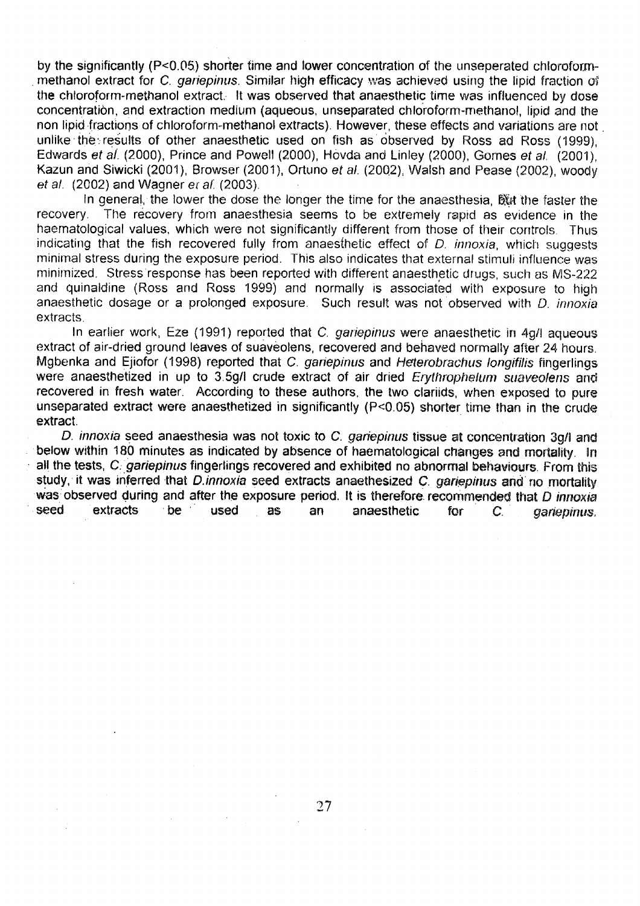by the significantly ($P<0.05$) shorter time and lower concentration of the unseperated chloroform-methanol extract for *C. gariepinus*. Similar high efficacy was achieved using the lipid fraction of the chloroform-methanol extract. It was observed that anaesthetic time was influenced by dose concentration, and extraction medium (aqueous, unseparated chloroform-methanol, lipid and the non lipid fractions of chloroform-methanol extracts). However, these effects and variations are not unlike the results of other anaesthetic used on fish as observed by Ross ad Ross (1999), Edwards *et al.* (2000), Prince and Powell (2000), Hovda and Linley (2000), Gomes *et al.* (2001), Kazun and Siwicki (2001), Browser (2001), Ortuno *et al.* (2002), Walsh and Pease (2002), woody *et al.* (2002) and Wagner *et al.* (2003).

In general, the lower the dose the longer the time for the anaesthesia, but the faster the recovery. The recovery from anaesthesia seems to be extremely rapid as evidence in the haematological values, which were not significantly different from those of their controls. Thus indicating that the fish recovered fully from anaesthetic effect of *D. innoxia*, which suggests minimal stress during the exposure period. This also indicates that external stimuli influence was minimized. Stress response has been reported with different anaesthetic drugs, such as MS-222 and quinaldine (Ross and Ross 1999) and normally is associated with exposure to high anaesthetic dosage or a prolonged exposure. Such result was not observed with *D. innoxia* extracts.

In earlier work, Eze (1991) reported that *C. gariepinus* were anaesthetic in 4g/l aqueous extract of air-dried ground leaves of suaveolens, recovered and behaved normally after 24 hours. Mgbenka and Ejiofor (1998) reported that *C. gariepinus* and *Heterobrachus longifilis* fingerlings were anaesthetized in up to 3.5g/l crude extract of air dried *Erythrophelum suaveolens* and recovered in fresh water. According to these authors, the two clariids, when exposed to pure unseparated extract were anaesthetized in significantly ($P<0.05$) shorter time than in the crude extract.

*D. innoxia* seed anaesthesia was not toxic to *C. gariepinus* tissue at concentration 3g/l and below within 180 minutes as indicated by absence of haematological changes and mortality. In all the tests, *C. gariepinus* fingerlings recovered and exhibited no abnormal behaviours. From this study, it was inferred that *D. innoxia* seed extracts anaethesized *C. gariepinus* and no mortality was observed during and after the exposure period. It is therefore recommended that *D innoxia* seed extracts be used as an anaesthetic for *C. gariepinus*.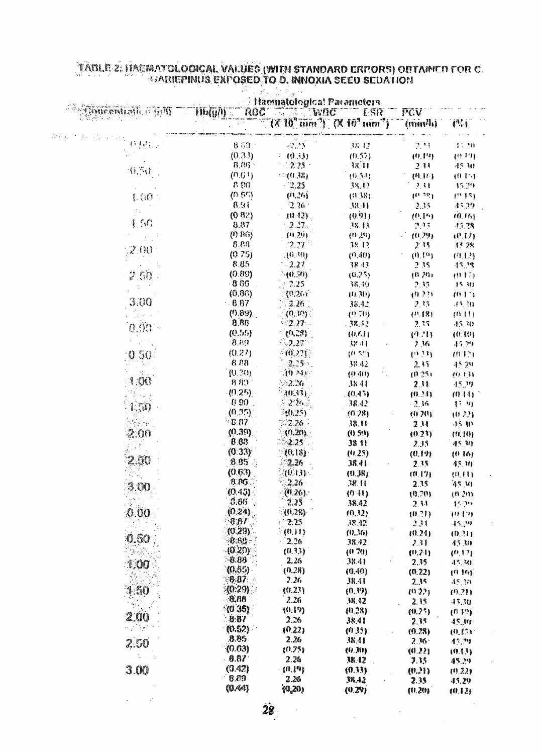**TABLE 2: HAEMATOLOGICAL VALUES (WITH STANDARD ERRORS) OBTAINED FOR *C. GARIEPINUS* EXPOSED TO *D. INNOXIA* SEED SEDATION**

| Concentration (g/l) | Hb(g/l) | RBC ($X 10^6$ mm$^{-3}$) | WBC ($X 10^3$ mm$^{-3}$) | ESR (mm/h) | PCV (%) |
|---|---|---|---|---|---|
| 0.00 | 8.69 (0.33) | 2.25 (0.33) | 38.42 (0.57) | 2.34 (0.19) | 45.30 (0.19) |
| 0.50 | 8.86 (0.61) | 2.25 (0.38) | 38.41 (0.54) | 2.34 (0.16) | 45.30 (0.15) |
| | 8.90 (0.55) | 2.25 (0.26) | 38.42 (0.38) | 2.34 (0.28) | 45.29 (0.15) |
| 1.00 | 8.91 (0.82) | 2.26 (0.42) | 38.41 (0.91) | 2.35 (0.15) | 45.29 (0.16) |
| 1.50 | 8.87 (0.86) | 2.27 (0.29) | 38.43 (0.26) | 2.35 (0.29) | 45.28 (0.17) |
| 2.00 | 8.88 (0.75) | 2.27 (0.30) | 38.42 (0.40) | 2.35 (0.19) | 45.28 (0.12) |
| | 8.85 (0.89) | 2.27 (0.50) | 38.43 (0.25) | 2.35 (0.20) | 45.28 (0.17) |
| 2.50 | 8.86 (0.86) | 2.25 (0.26) | 38.40 (0.30) | 2.35 (0.23) | 45.30 (0.13) |
| 3.00 | 8.87 (0.89) | 2.26 (0.30) | 38.42 (0.70) | 2.35 (0.18) | 45.30 (0.11) |
| | 8.88 (0.55) | 2.27 (0.28) | 38.42 (0.61) | 2.35 (0.21) | 45.30 (0.10) |
| 0.00 | 8.89 (0.27) | 2.27 (0.27) | 38.41 (0.57) | 2.36 (0.22) | 45.29 (0.12) |
| 0.50 | 8.88 (0.30) | 2.25 (0.24) | 38.42 (0.40) | 2.35 (0.25) | 45.29 (0.13) |
| | 8.89 (0.25) | 2.26 (0.31) | 38.41 (0.43) | 2.34 (0.24) | 45.29 (0.14) |
| 1.00 | 8.90 (0.35) | 2.26 (0.25) | 38.42 (0.28) | 2.36 (0.20) | 45.30 (0.22) |
| 1.50 | 8.87 (0.39) | 2.26 (0.20) | 38.41 (0.50) | 2.34 (0.23) | 45.30 (0.10) |
| | 8.88 (0.33) | 2.25 (0.18) | 38.41 (0.25) | 2.35 (0.19) | 45.30 (0.16) |
| 2.00 | 8.85 (0.63) | 2.26 (0.13) | 38.41 (0.38) | 2.35 (0.19) | 45.30 (0.11) |
| | 8.86 (0.45) | 2.26 (0.26) | 38.41 (0.41) | 2.35 (0.20) | 45.30 (0.20) |
| 2.50 | 8.86 (0.24) | 2.25 (0.28) | 38.42 (0.32) | 2.34 (0.21) | 45.29 (0.19) |
| 3.00 | 8.87 (0.29) | 2.25 (0.11) | 38.42 (0.36) | 2.34 (0.24) | 45.29 (0.21) |
| | 8.88 (0.20) | 2.26 (0.33) | 38.42 (0.70) | 2.34 (0.21) | 45.30 (0.17) |
| 0.00 | 8.88 (0.55) | 2.26 (0.28) | 38.41 (0.40) | 2.35 (0.22) | 45.30 (0.16) |
| 0.50 | 8.87 (0.29) | 2.26 (0.23) | 38.41 (0.39) | 2.35 (0.22) | 45.30 (0.21) |
| | 8.88 (0.35) | 2.26 (0.19) | 38.42 (0.28) | 2.35 (0.25) | 45.30 (0.19) |
| 1.00 | 8.87 (0.52) | 2.26 (0.22) | 38.41 (0.35) | 2.35 (0.28) | 45.30 (0.15) |
| 1.50 | 8.85 (0.63) | 2.26 (0.25) | 38.41 (0.30) | 2.36 (0.22) | 45.29 (0.13) |
| | 8.87 (0.42) | 2.26 (0.19) | 38.42 (0.33) | 2.35 (0.21) | 45.29 (0.22) |
| 2.00 | 8.89 (0.44) | 2.26 (0.20) | 38.42 (0.29) | 2.35 (0.20) | 45.29 (0.12) |
| 2.50 | | | | | |
| 3.00 | | | | | |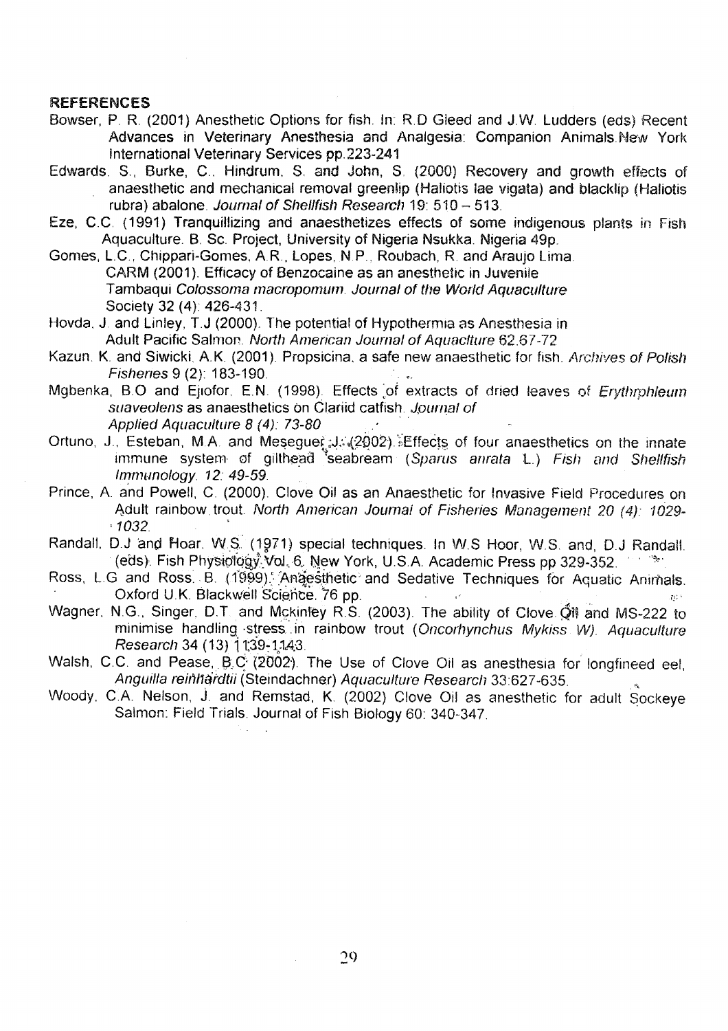## REFERENCES

Bowser, P. R. (2001) Anesthetic Options for fish. In: R.D Gleed and J.W. Ludders (eds) Recent Advances in Veterinary Anesthesia and Analgesia: Companion Animals.New York International Veterinary Services pp.223-241

Edwards. S., Burke, C., Hindrum, S. and John, S. (2000) Recovery and growth effects of anaesthetic and mechanical removal greenlip (Haliotis lae vigata) and blacklip (Haliotis rubra) abalone. *Journal of Shellfish Research* 19: 510 – 513.

Eze, C.C. (1991) Tranquillizing and anaesthetizes effects of some indigenous plants in Fish Aquaculture. B. Sc. Project, University of Nigeria Nsukka. Nigeria 49p.

Gomes, L.C., Chippari-Gomes, A.R., Lopes, N.P., Roubach, R. and Araujo Lima. CARM (2001). Efficacy of Benzocaine as an anesthetic in Juvenile Tambaqui *Colossoma macropomum. Journal of the World Aquaculture* Society 32 (4): 426-431.

Hovda, J. and Linley, T.J (2000). The potential of Hypothermia as Anesthesia in Adult Pacific Salmon. *North American Journal of Aquaclture* 62.67-72

Kazun. K. and Siwicki. A.K. (2001). Propsicina, a safe new anaesthetic for fish. *Archives of Polish Fisheries* 9 (2): 183-190.

Mgbenka, B.O and Ejiofor. E.N. (1998). Effects of extracts of dried leaves of *Erythrphleum suaveolens* as anaesthetics on Clariid catfish. *Journal of Applied Aquaculture 8 (4): 73-80*

Ortuno, J., Esteban, M.A. and Meseguer, J. (2002). Effects of four anaesthetics on the innate immune system of gilthead seabream (*Sparus anrata* L.) *Fish and Shellfish Immunology. 12: 49-59.*

Prince, A. and Powell, C. (2000). Clove Oil as an Anaesthetic for Invasive Field Procedures on Adult rainbow trout. *North American Journal of Fisheries Management 20 (4): 1029-1032.*

Randall, D.J and Hoar, W.S. (1971) special techniques. In W.S Hoor, W.S. and, D.J Randall. (eds). Fish Physiology Vol. 6. New York, U.S.A. Academic Press pp 329-352.

Ross, L.G and Ross. B. (1999). Anaesthetic and Sedative Techniques for Aquatic Animals. Oxford U.K. Blackwell Science. 76 pp.

Wagner, N.G., Singer, D.T and Mckinley R.S. (2003). The ability of Clove Oil and MS-222 to minimise handling stress in rainbow trout (*Oncorhynchus Mykiss W). Aquaculture Research* 34 (13) 1139-1143.

Walsh, C.C. and Pease, B.C (2002). The Use of Clove Oil as anesthesia for longfineed eel, *Anguilla reinhardtii* (Steindachner) *Aquaculture Research* 33:627-635.

Woody, C.A. Nelson, J. and Remstad, K. (2002) Clove Oil as anesthetic for adult Sockeye Salmon: Field Trials. Journal of Fish Biology 60: 340-347.